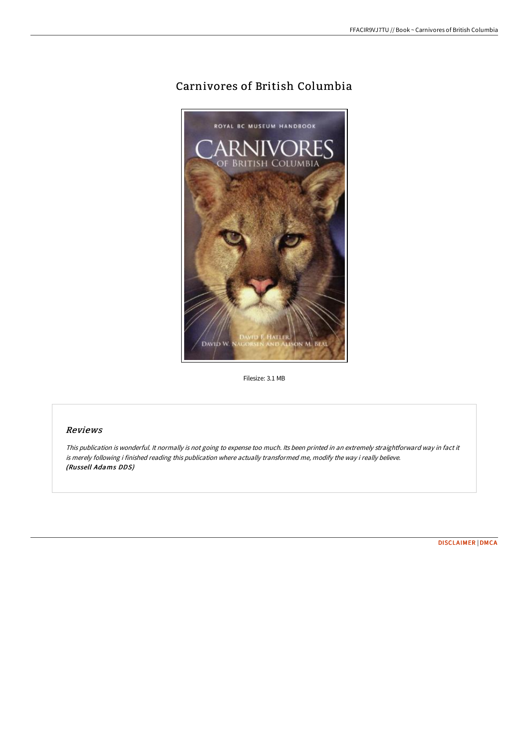# Carnivores of British Columbia

Filesize: 3.1 MB

## Reviews

*This publication is wonderful. It normally is not going to expense too much. Its been printed in an extremely straightforward way in fact it is merely following i finished reading this publication where actually transformed me, modify the way i really believe.*
***(Russell Adams DDS)***

DISCLAIMER | DMCA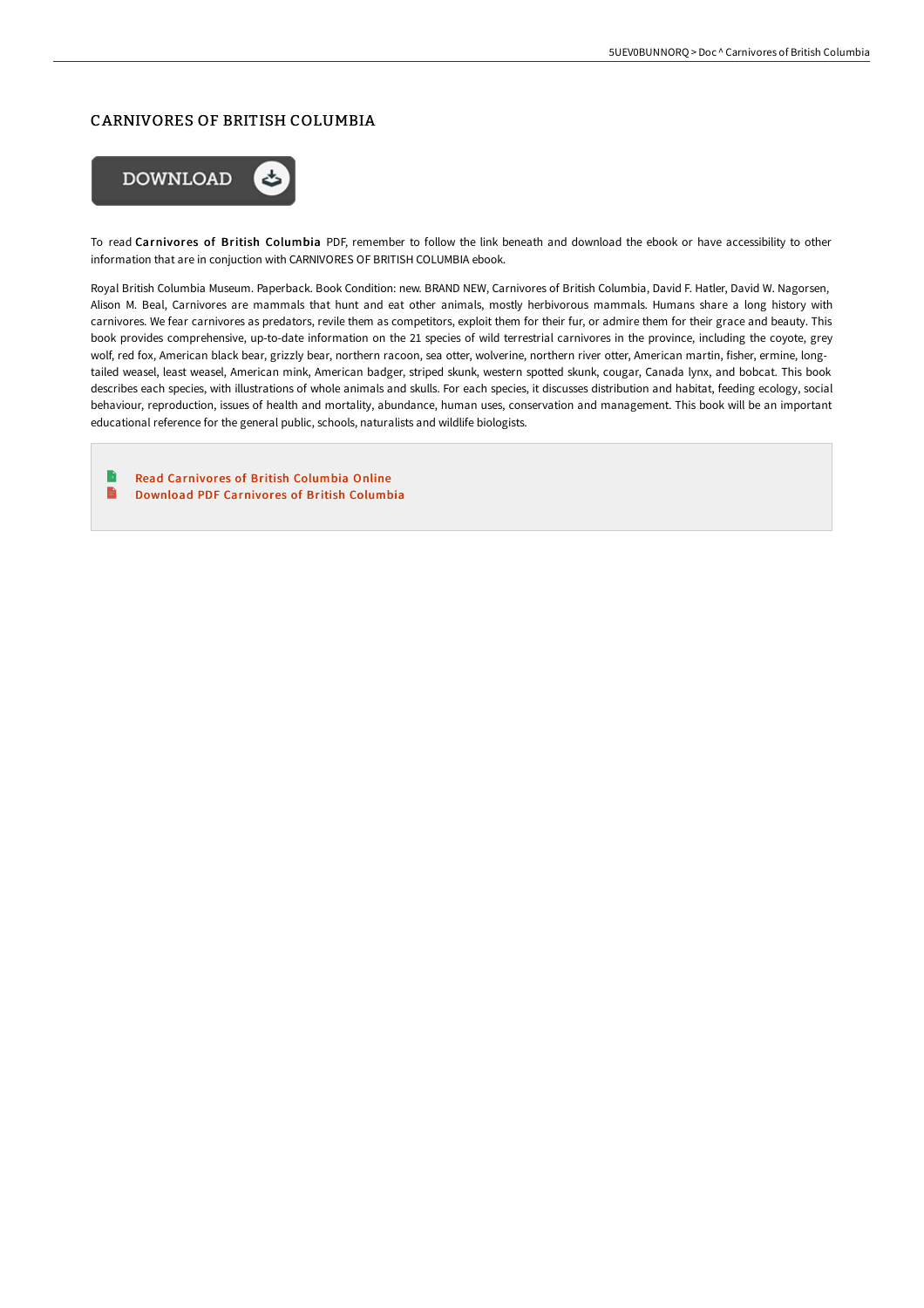# CARNIVORES OF BRITISH COLUMBIA

DOWNLOAD

To read **Carnivores of British Columbia** PDF, remember to follow the link beneath and download the ebook or have accessibility to other information that are in conjuction with CARNIVORES OF BRITISH COLUMBIA ebook.

Royal British Columbia Museum. Paperback. Book Condition: new. BRAND NEW, Carnivores of British Columbia, David F. Hatler, David W. Nagorsen, Alison M. Beal, Carnivores are mammals that hunt and eat other animals, mostly herbivorous mammals. Humans share a long history with carnivores. We fear carnivores as predators, revile them as competitors, exploit them for their fur, or admire them for their grace and beauty. This book provides comprehensive, up-to-date information on the 21 species of wild terrestrial carnivores in the province, including the coyote, grey wolf, red fox, American black bear, grizzly bear, northern racoon, sea otter, wolverine, northern river otter, American martin, fisher, ermine, long-tailed weasel, least weasel, American mink, American badger, striped skunk, western spotted skunk, cougar, Canada lynx, and bobcat. This book describes each species, with illustrations of whole animals and skulls. For each species, it discusses distribution and habitat, feeding ecology, social behaviour, reproduction, issues of health and mortality, abundance, human uses, conservation and management. This book will be an important educational reference for the general public, schools, naturalists and wildlife biologists.

- Read Carnivores of British Columbia Online
- Download PDF Carnivores of British Columbia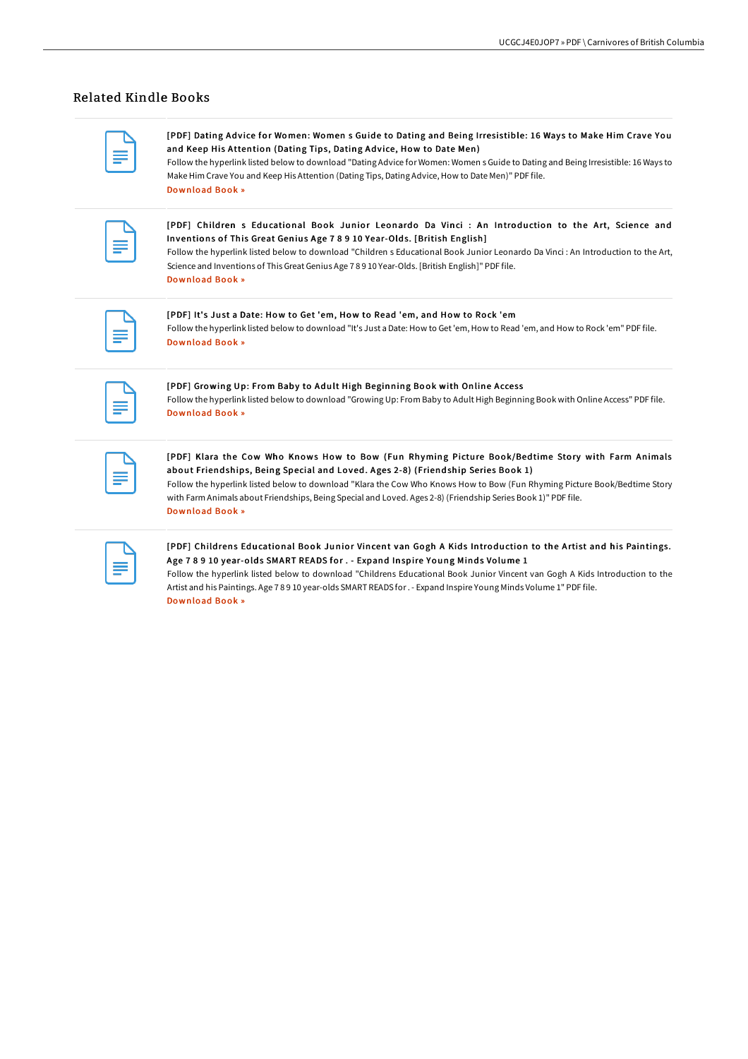## Related Kindle Books

**[PDF] Dating Advice for Women: Women s Guide to Dating and Being Irresistible: 16 Ways to Make Him Crave You and Keep His Attention (Dating Tips, Dating Advice, How to Date Men)**

Follow the hyperlink listed below to download "Dating Advice for Women: Women s Guide to Dating and Being Irresistible: 16 Ways to Make Him Crave You and Keep His Attention (Dating Tips, Dating Advice, How to Date Men)" PDF file.

Download Book »

**[PDF] Children s Educational Book Junior Leonardo Da Vinci : An Introduction to the Art, Science and Inventions of This Great Genius Age 7 8 9 10 Year-Olds. [British English]**

Follow the hyperlink listed below to download "Children s Educational Book Junior Leonardo Da Vinci : An Introduction to the Art, Science and Inventions of This Great Genius Age 7 8 9 10 Year-Olds. [British English]" PDF file.

Download Book »

**[PDF] It's Just a Date: How to Get 'em, How to Read 'em, and How to Rock 'em**

Follow the hyperlink listed below to download "It's Just a Date: How to Get 'em, How to Read 'em, and How to Rock 'em" PDF file.

Download Book »

**[PDF] Growing Up: From Baby to Adult High Beginning Book with Online Access**

Follow the hyperlink listed below to download "Growing Up: From Baby to Adult High Beginning Book with Online Access" PDF file.

Download Book »

**[PDF] Klara the Cow Who Knows How to Bow (Fun Rhyming Picture Book/Bedtime Story with Farm Animals about Friendships, Being Special and Loved. Ages 2-8) (Friendship Series Book 1)**

Follow the hyperlink listed below to download "Klara the Cow Who Knows How to Bow (Fun Rhyming Picture Book/Bedtime Story with Farm Animals about Friendships, Being Special and Loved. Ages 2-8) (Friendship Series Book 1)" PDF file.

Download Book »

**[PDF] Childrens Educational Book Junior Vincent van Gogh A Kids Introduction to the Artist and his Paintings. Age 7 8 9 10 year-olds SMART READS for . - Expand Inspire Young Minds Volume 1**

Follow the hyperlink listed below to download "Childrens Educational Book Junior Vincent van Gogh A Kids Introduction to the Artist and his Paintings. Age 7 8 9 10 year-olds SMART READS for . - Expand Inspire Young Minds Volume 1" PDF file.

Download Book »